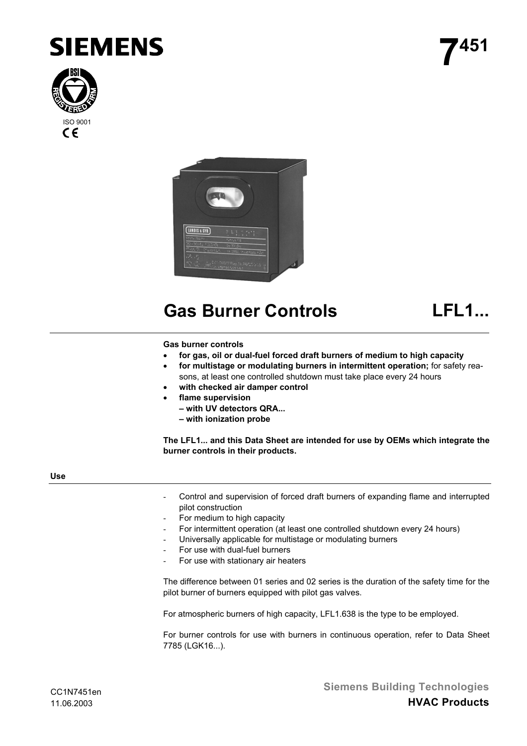# SIEMENS

# 7[451]

ISO 9001

# Gas Burner Controls LFL1...

**Gas burner controls**

- **for gas, oil or dual-fuel forced draft burners of medium to high capacity**
- **for multistage or modulating burners in intermittent operation;** for safety reasons, at least one controlled shutdown must take place every 24 hours
- **with checked air damper control**
- **flame supervision**
  **– with UV detectors QRA...**
  **– with ionization probe**

**The LFL1... and this Data Sheet are intended for use by OEMs which integrate the burner controls in their products.**

## Use

- Control and supervision of forced draft burners of expanding flame and interrupted pilot construction
- For medium to high capacity
- For intermittent operation (at least one controlled shutdown every 24 hours)
- Universally applicable for multistage or modulating burners
- For use with dual-fuel burners
- For use with stationary air heaters

The difference between 01 series and 02 series is the duration of the safety time for the pilot burner of burners equipped with pilot gas valves.

For atmospheric burners of high capacity, LFL1.638 is the type to be employed.

For burner controls for use with burners in continuous operation, refer to Data Sheet 7785 (LGK16...).

CC1N7451en
11.06.2003

Siemens Building Technologies
HVAC Products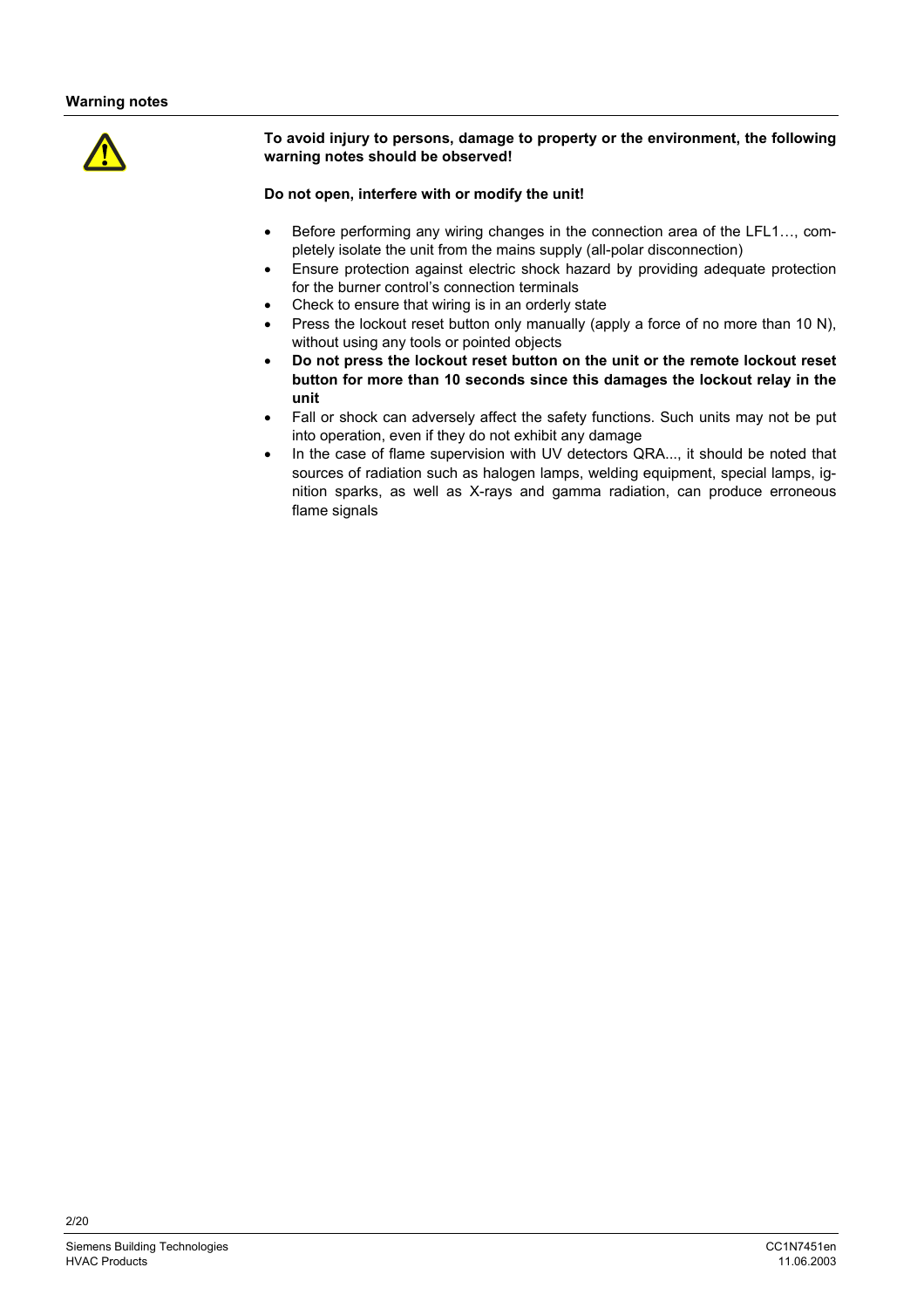## Warning notes

**To avoid injury to persons, damage to property or the environment, the following warning notes should be observed!**

**Do not open, interfere with or modify the unit!**

- Before performing any wiring changes in the connection area of the LFL1…, completely isolate the unit from the mains supply (all-polar disconnection)
- Ensure protection against electric shock hazard by providing adequate protection for the burner control's connection terminals
- Check to ensure that wiring is in an orderly state
- Press the lockout reset button only manually (apply a force of no more than 10 N), without using any tools or pointed objects
- **Do not press the lockout reset button on the unit or the remote lockout reset button for more than 10 seconds since this damages the lockout relay in the unit**
- Fall or shock can adversely affect the safety functions. Such units may not be put into operation, even if they do not exhibit any damage
- In the case of flame supervision with UV detectors QRA..., it should be noted that sources of radiation such as halogen lamps, welding equipment, special lamps, ignition sparks, as well as X-rays and gamma radiation, can produce erroneous flame signals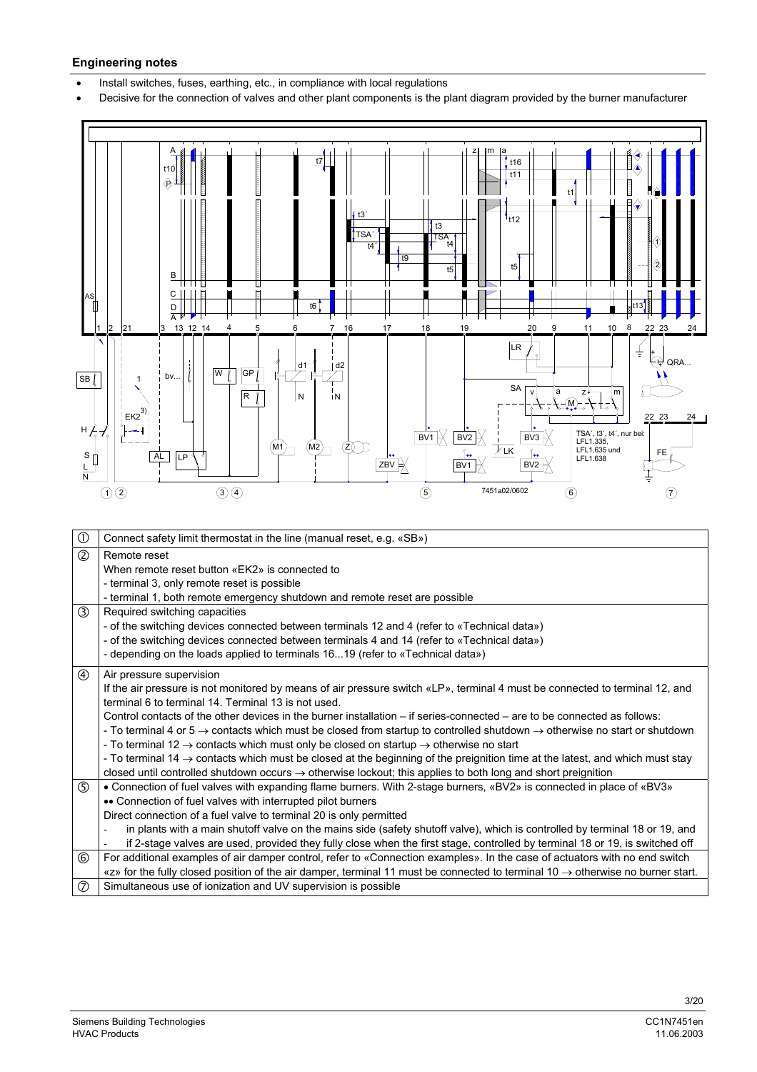### Engineering notes

- Install switches, fuses, earthing, etc., in compliance with local regulations
- Decisive for the connection of valves and other plant components is the plant diagram provided by the burner manufacturer

| | |
|---|---|
| ① | Connect safety limit thermostat in the line (manual reset, e.g. «SB») |
| ② | Remote reset<br>When remote reset button «EK2» is connected to<br>- terminal 3, only remote reset is possible<br>- terminal 1, both remote emergency shutdown and remote reset are possible |
| ③ | Required switching capacities<br>- of the switching devices connected between terminals 12 and 4 (refer to «Technical data»)<br>- of the switching devices connected between terminals 4 and 14 (refer to «Technical data»)<br>- depending on the loads applied to terminals 16...19 (refer to «Technical data») |
| ④ | Air pressure supervision<br>If the air pressure is not monitored by means of air pressure switch «LP», terminal 4 must be connected to terminal 12, and terminal 6 to terminal 14. Terminal 13 is not used.<br>Control contacts of the other devices in the burner installation – if series-connected – are to be connected as follows:<br>- To terminal 4 or 5 → contacts which must be closed from startup to controlled shutdown → otherwise no start or shutdown<br>- To terminal 12 → contacts which must only be closed on startup → otherwise no start<br>- To terminal 14 → contacts which must be closed at the beginning of the preignition time at the latest, and which must stay closed until controlled shutdown occurs → otherwise lockout; this applies to both long and short preignition |
| ⑤ | • Connection of fuel valves with expanding flame burners. With 2-stage burners, «BV2» is connected in place of «BV3»<br>•• Connection of fuel valves with interrupted pilot burners<br>Direct connection of a fuel valve to terminal 20 is only permitted<br>- in plants with a main shutoff valve on the mains side (safety shutoff valve), which is controlled by terminal 18 or 19, and<br>- if 2-stage valves are used, provided they fully close when the first stage, controlled by terminal 18 or 19, is switched off |
| ⑥ | For additional examples of air damper control, refer to «Connection examples». In the case of actuators with no end switch «z» for the fully closed position of the air damper, terminal 11 must be connected to terminal 10 → otherwise no burner start. |
| ⑦ | Simultaneous use of ionization and UV supervision is possible |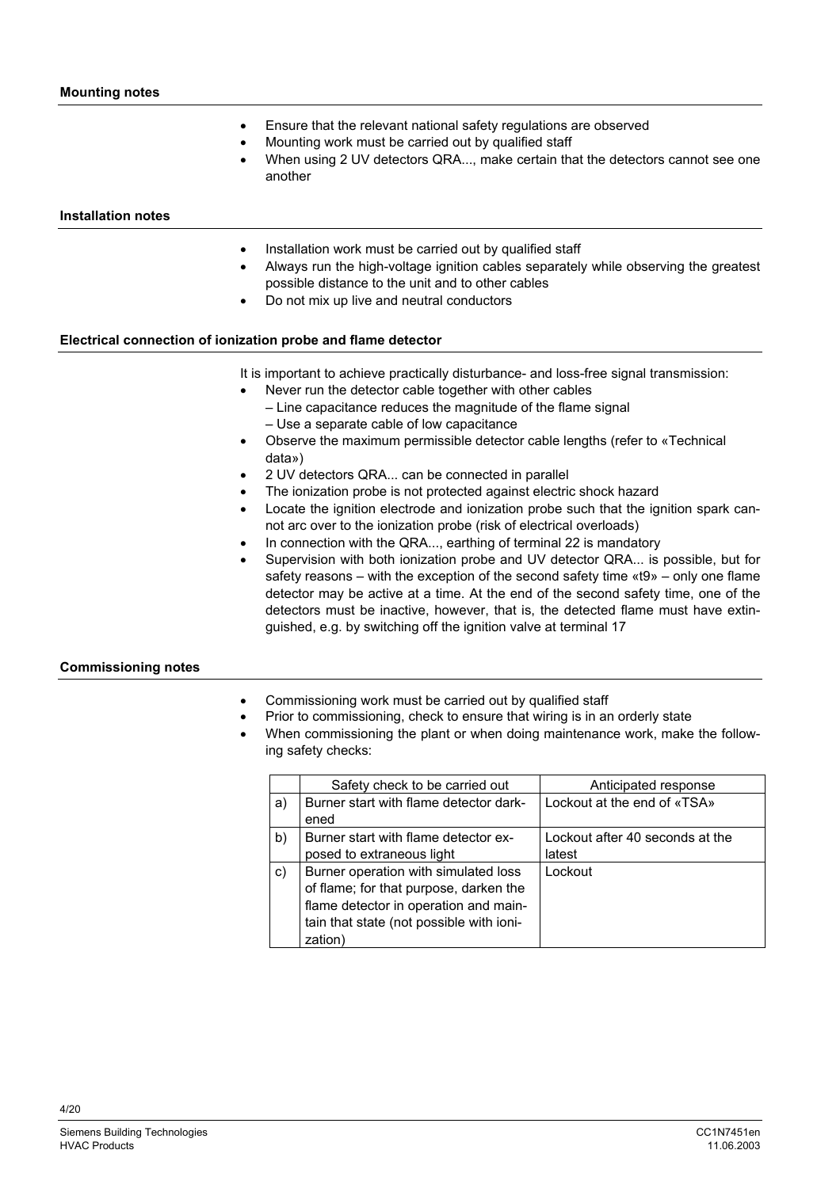## Mounting notes

- Ensure that the relevant national safety regulations are observed
- Mounting work must be carried out by qualified staff
- When using 2 UV detectors QRA..., make certain that the detectors cannot see one another

## Installation notes

- Installation work must be carried out by qualified staff
- Always run the high-voltage ignition cables separately while observing the greatest possible distance to the unit and to other cables
- Do not mix up live and neutral conductors

## Electrical connection of ionization probe and flame detector

It is important to achieve practically disturbance- and loss-free signal transmission:

- Never run the detector cable together with other cables
  - Line capacitance reduces the magnitude of the flame signal
  - Use a separate cable of low capacitance
- Observe the maximum permissible detector cable lengths (refer to «Technical data»)
- 2 UV detectors QRA... can be connected in parallel
- The ionization probe is not protected against electric shock hazard
- Locate the ignition electrode and ionization probe such that the ignition spark cannot arc over to the ionization probe (risk of electrical overloads)
- In connection with the QRA..., earthing of terminal 22 is mandatory
- Supervision with both ionization probe and UV detector QRA... is possible, but for safety reasons – with the exception of the second safety time «t9» – only one flame detector may be active at a time. At the end of the second safety time, one of the detectors must be inactive, however, that is, the detected flame must have extinguished, e.g. by switching off the ignition valve at terminal 17

## Commissioning notes

- Commissioning work must be carried out by qualified staff
- Prior to commissioning, check to ensure that wiring is in an orderly state
- When commissioning the plant or when doing maintenance work, make the following safety checks:

| | Safety check to be carried out | Anticipated response |
|---|---|---|
| a) | Burner start with flame detector darkened | Lockout at the end of «TSA» |
| b) | Burner start with flame detector exposed to extraneous light | Lockout after 40 seconds at the latest |
| c) | Burner operation with simulated loss of flame; for that purpose, darken the flame detector in operation and maintain that state (not possible with ionization) | Lockout |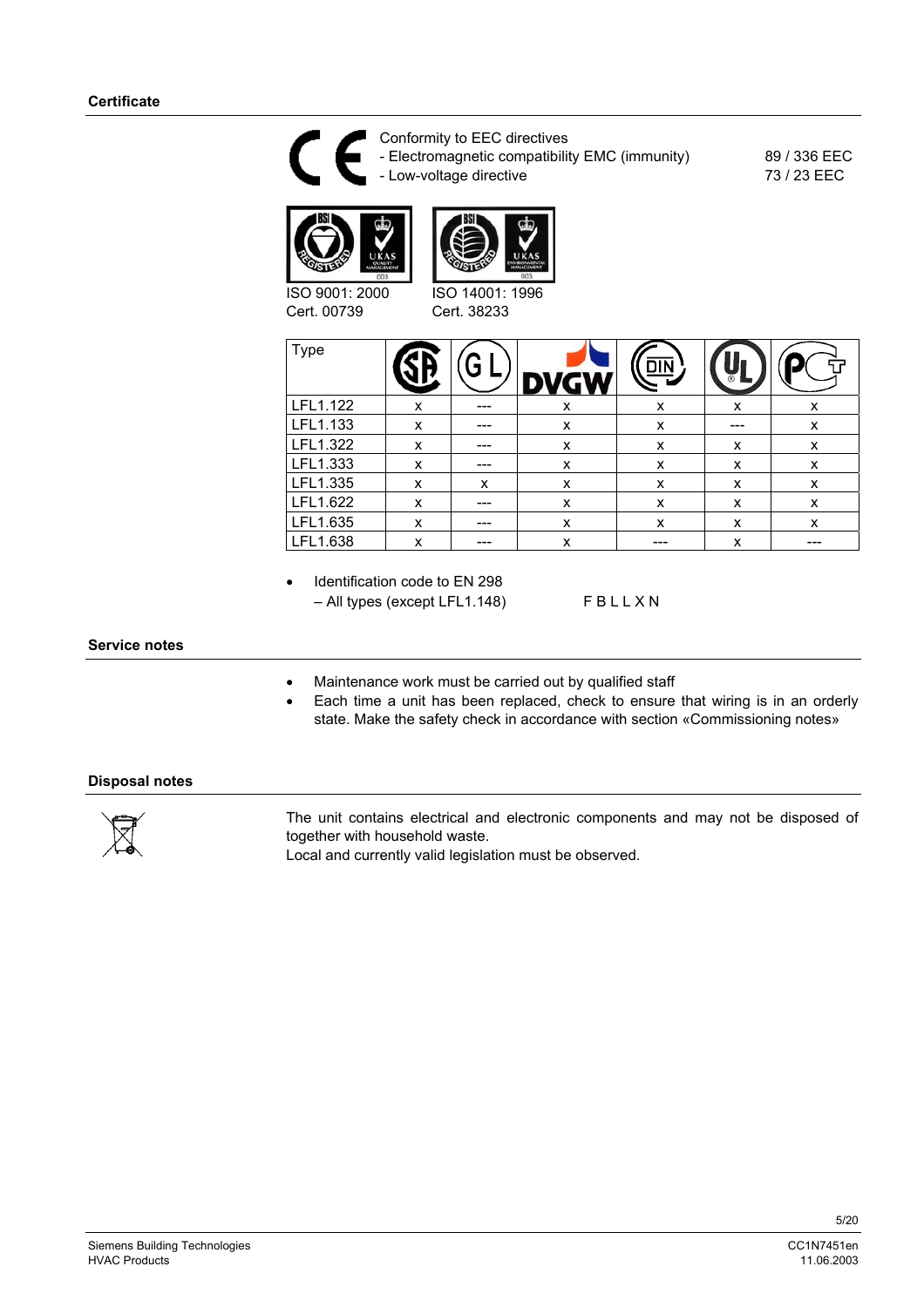## Certificate

Conformity to EEC directives

- Electromagnetic compatibility EMC (immunity) 89 / 336 EEC
- Low-voltage directive 73 / 23 EEC

ISO 9001: 2000
Cert. 00739

ISO 14001: 1996
Cert. 38233

| Type | CSA | GL | DVGW | DIN | UL | PCT |
|---|---|---|---|---|---|---|
| LFL1.122 | x | --- | x | x | x | x |
| LFL1.133 | x | --- | x | x | --- | x |
| LFL1.322 | x | --- | x | x | x | x |
| LFL1.333 | x | --- | x | x | x | x |
| LFL1.335 | x | x | x | x | x | x |
| LFL1.622 | x | --- | x | x | x | x |
| LFL1.635 | x | --- | x | x | x | x |
| LFL1.638 | x | --- | x | --- | x | --- |

- Identification code to EN 298
  – All types (except LFL1.148) F B L L X N

## Service notes

- Maintenance work must be carried out by qualified staff
- Each time a unit has been replaced, check to ensure that wiring is in an orderly state. Make the safety check in accordance with section «Commissioning notes»

## Disposal notes

The unit contains electrical and electronic components and may not be disposed of together with household waste.
Local and currently valid legislation must be observed.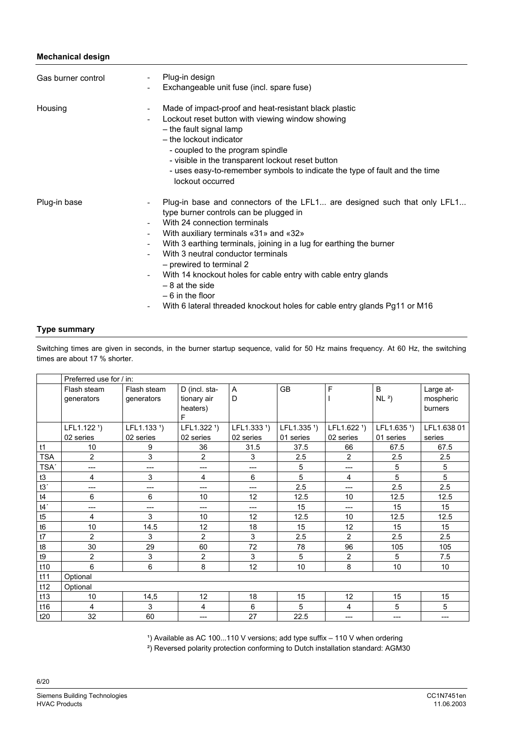### Mechanical design

**Gas burner control**

- Plug-in design
- Exchangeable unit fuse (incl. spare fuse)

**Housing**

- Made of impact-proof and heat-resistant black plastic
- Lockout reset button with viewing window showing
  – the fault signal lamp
  – the lockout indicator
    - coupled to the program spindle
    - visible in the transparent lockout reset button
    - uses easy-to-remember symbols to indicate the type of fault and the time lockout occurred

**Plug-in base**

- Plug-in base and connectors of the LFL1... are designed such that only LFL1... type burner controls can be plugged in
- With 24 connection terminals
- With auxiliary terminals «31» and «32»
- With 3 earthing terminals, joining in a lug for earthing the burner
- With 3 neutral conductor terminals
  – prewired to terminal 2
- With 14 knockout holes for cable entry with cable entry glands
  – 8 at the side
  – 6 in the floor
- With 6 lateral threaded knockout holes for cable entry glands Pg11 or M16

### Type summary

Switching times are given in seconds, in the burner startup sequence, valid for 50 Hz mains frequency. At 60 Hz, the switching times are about 17 % shorter.

| | Preferred use for / in: | | | | | | | |
|---|---|---|---|---|---|---|---|---|
| | Flash steam generators | Flash steam generators | D (incl. stationary air heaters) F | A D | GB | F I | B NL [2] | Large atmospheric burners |
| | LFL1.122 [1] 02 series | LFL1.133 [1] 02 series | LFL1.322 [1] 02 series | LFL1.333 [1] 02 series | LFL1.335 [1] 01 series | LFL1.622 [1] 02 series | LFL1.635 [1] 01 series | LFL1.638 01 series |
| t1 | 10 | 9 | 36 | 31.5 | 37.5 | 66 | 67.5 | 67.5 |
| TSA | 2 | 3 | 2 | 3 | 2.5 | 2 | 2.5 | 2.5 |
| TSA´ | --- | --- | --- | --- | 5 | --- | 5 | 5 |
| t3 | 4 | 3 | 4 | 6 | 5 | 4 | 5 | 5 |
| t3´ | --- | --- | --- | --- | 2.5 | --- | 2.5 | 2.5 |
| t4 | 6 | 6 | 10 | 12 | 12.5 | 10 | 12.5 | 12.5 |
| t4´ | --- | --- | --- | --- | 15 | --- | 15 | 15 |
| t5 | 4 | 3 | 10 | 12 | 12.5 | 10 | 12.5 | 12.5 |
| t6 | 10 | 14.5 | 12 | 18 | 15 | 12 | 15 | 15 |
| t7 | 2 | 3 | 2 | 3 | 2.5 | 2 | 2.5 | 2.5 |
| t8 | 30 | 29 | 60 | 72 | 78 | 96 | 105 | 105 |
| t9 | 2 | 3 | 2 | 3 | 5 | 2 | 5 | 7.5 |
| t10 | 6 | 6 | 8 | 12 | 10 | 8 | 10 | 10 |
| t11 | Optional | | | | | | | |
| t12 | Optional | | | | | | | |
| t13 | 10 | 14,5 | 12 | 18 | 15 | 12 | 15 | 15 |
| t16 | 4 | 3 | 4 | 6 | 5 | 4 | 5 | 5 |
| t20 | 32 | 60 | --- | 27 | 22.5 | --- | --- | --- |

[1] Available as AC 100...110 V versions; add type suffix – 110 V when ordering

[2] Reversed polarity protection conforming to Dutch installation standard: AGM30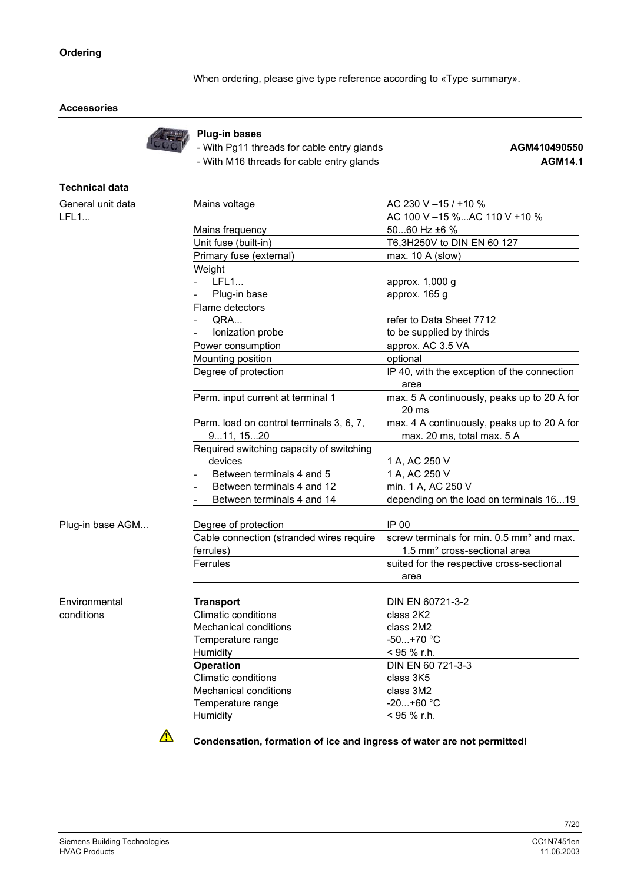## Ordering

When ordering, please give type reference according to «Type summary».

## Accessories

**Plug-in bases**

| | |
|---|---|
| - With Pg11 threads for cable entry glands | **AGM410490550** |
| - With M16 threads for cable entry glands | **AGM14.1** |

## Technical data

| | | |
|---|---|---|
| General unit data LFL1... | Mains voltage | AC 230 V –15 / +10 %<br>AC 100 V –15 %...AC 110 V +10 % |
| | Mains frequency | 50...60 Hz ±6 % |
| | Unit fuse (built-in) | T6,3H250V to DIN EN 60 127 |
| | Primary fuse (external) | max. 10 A (slow) |
| | Weight<br>- LFL1...<br>- Plug-in base | <br>approx. 1,000 g<br>approx. 165 g |
| | Flame detectors<br>- QRA...<br>- Ionization probe | <br>refer to Data Sheet 7712<br>to be supplied by thirds |
| | Power consumption | approx. AC 3.5 VA |
| | Mounting position | optional |
| | Degree of protection | IP 40, with the exception of the connection area |
| | Perm. input current at terminal 1 | max. 5 A continuously, peaks up to 20 A for 20 ms |
| | Perm. load on control terminals 3, 6, 7, 9...11, 15...20 | max. 4 A continuously, peaks up to 20 A for max. 20 ms, total max. 5 A |
| | Required switching capacity of switching devices<br>- Between terminals 4 and 5<br>- Between terminals 4 and 12<br>- Between terminals 4 and 14 | 1 A, AC 250 V<br>1 A, AC 250 V<br>min. 1 A, AC 250 V<br>depending on the load on terminals 16...19 |
| Plug-in base AGM... | Degree of protection | IP 00 |
| | Cable connection (stranded wires require ferrules) | screw terminals for min. 0.5 mm² and max. 1.5 mm² cross-sectional area |
| | Ferrules | suited for the respective cross-sectional area |
| Environmental conditions | **Transport** | DIN EN 60721-3-2 |
| | Climatic conditions | class 2K2 |
| | Mechanical conditions | class 2M2 |
| | Temperature range | -50...+70 °C |
| | Humidity | < 95 % r.h. |
| | **Operation** | DIN EN 60 721-3-3 |
| | Climatic conditions | class 3K5 |
| | Mechanical conditions | class 3M2 |
| | Temperature range | -20...+60 °C |
| | Humidity | < 95 % r.h. |

⚠ **Condensation, formation of ice and ingress of water are not permitted!**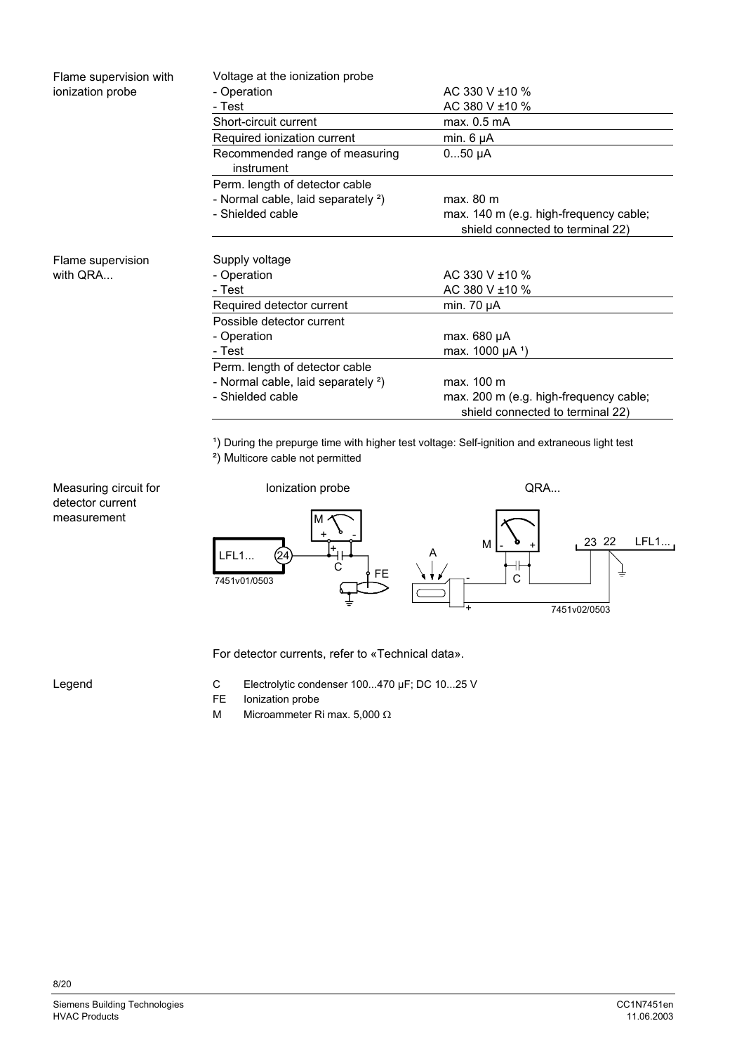**Flame supervision with ionization probe**

| | |
|---|---|
| Voltage at the ionization probe<br>- Operation<br>- Test | <br>AC 330 V ±10 %<br>AC 380 V ±10 % |
| Short-circuit current | max. 0.5 mA |
| Required ionization current | min. 6 µA |
| Recommended range of measuring instrument | 0...50 µA |
| Perm. length of detector cable<br>- Normal cable, laid separately [2])<br>- Shielded cable | <br>max. 80 m<br>max. 140 m (e.g. high-frequency cable; shield connected to terminal 22) |

**Flame supervision with QRA...**

| | |
|---|---|
| Supply voltage<br>- Operation<br>- Test | <br>AC 330 V ±10 %<br>AC 380 V ±10 % |
| Required detector current | min. 70 µA |
| Possible detector current<br>- Operation<br>- Test | <br>max. 680 µA<br>max. 1000 µA [1]) |
| Perm. length of detector cable<br>- Normal cable, laid separately [2])<br>- Shielded cable | <br>max. 100 m<br>max. 200 m (e.g. high-frequency cable; shield connected to terminal 22) |

[1]) During the prepurge time with higher test voltage: Self-ignition and extraneous light test

[2]) Multicore cable not permitted

**Measuring circuit for detector current measurement**

Ionization probe — QRA...

For detector currents, refer to «Technical data».

**Legend**

- C Electrolytic condenser 100...470 µF; DC 10...25 V
- FE Ionization probe
- M Microammeter Ri max. 5,000 Ω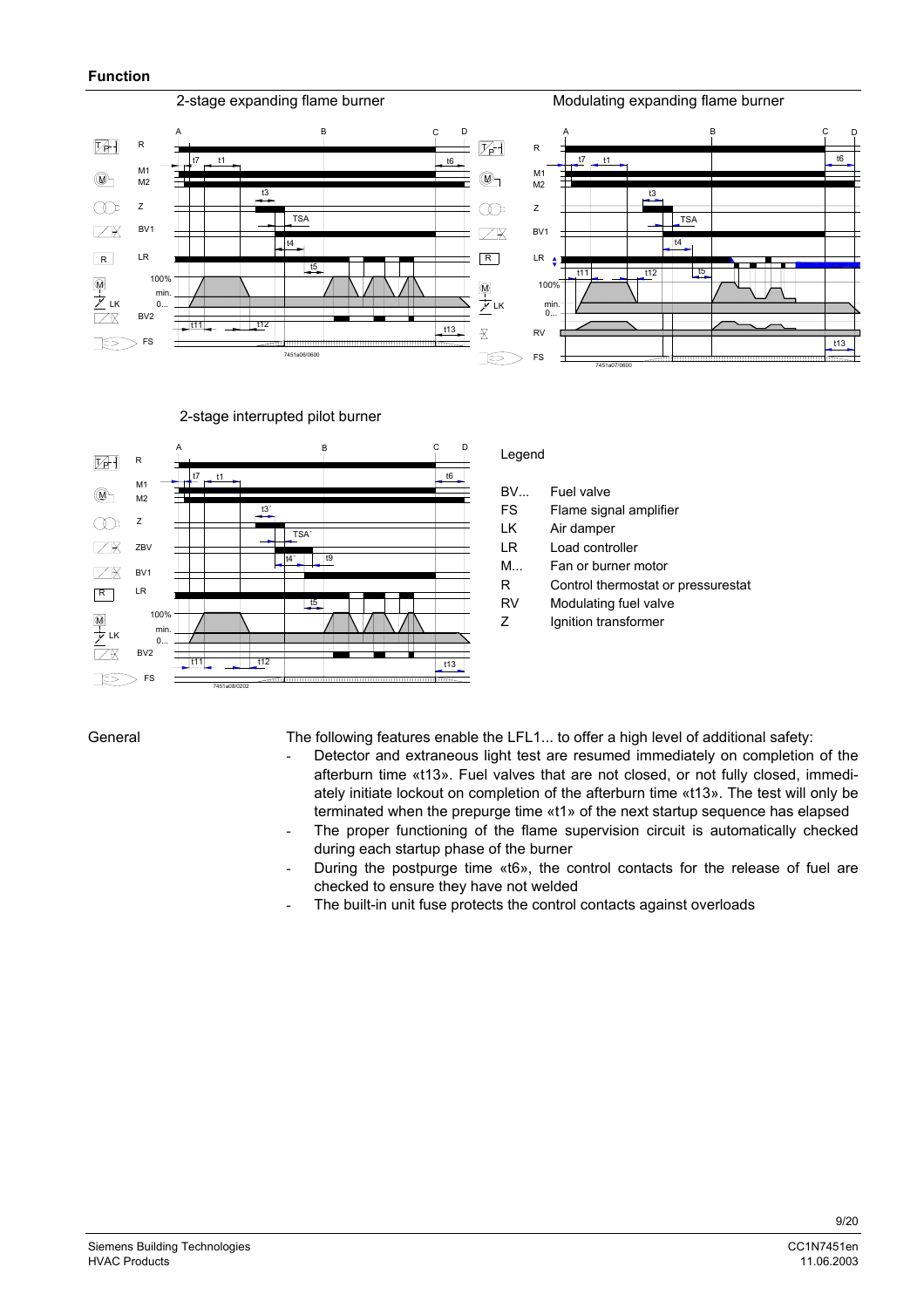## Function

2-stage expanding flame burner

Modulating expanding flame burner

2-stage interrupted pilot burner

Legend

| | |
|---|---|
| BV... | Fuel valve |
| FS | Flame signal amplifier |
| LK | Air damper |
| LR | Load controller |
| M... | Fan or burner motor |
| R | Control thermostat or pressurestat |
| RV | Modulating fuel valve |
| Z | Ignition transformer |

General

The following features enable the LFL1... to offer a high level of additional safety:

- Detector and extraneous light test are resumed immediately on completion of the afterburn time «t13». Fuel valves that are not closed, or not fully closed, immediately initiate lockout on completion of the afterburn time «t13». The test will only be terminated when the prepurge time «t1» of the next startup sequence has elapsed
- The proper functioning of the flame supervision circuit is automatically checked during each startup phase of the burner
- During the postpurge time «t6», the control contacts for the release of fuel are checked to ensure they have not welded
- The built-in unit fuse protects the control contacts against overloads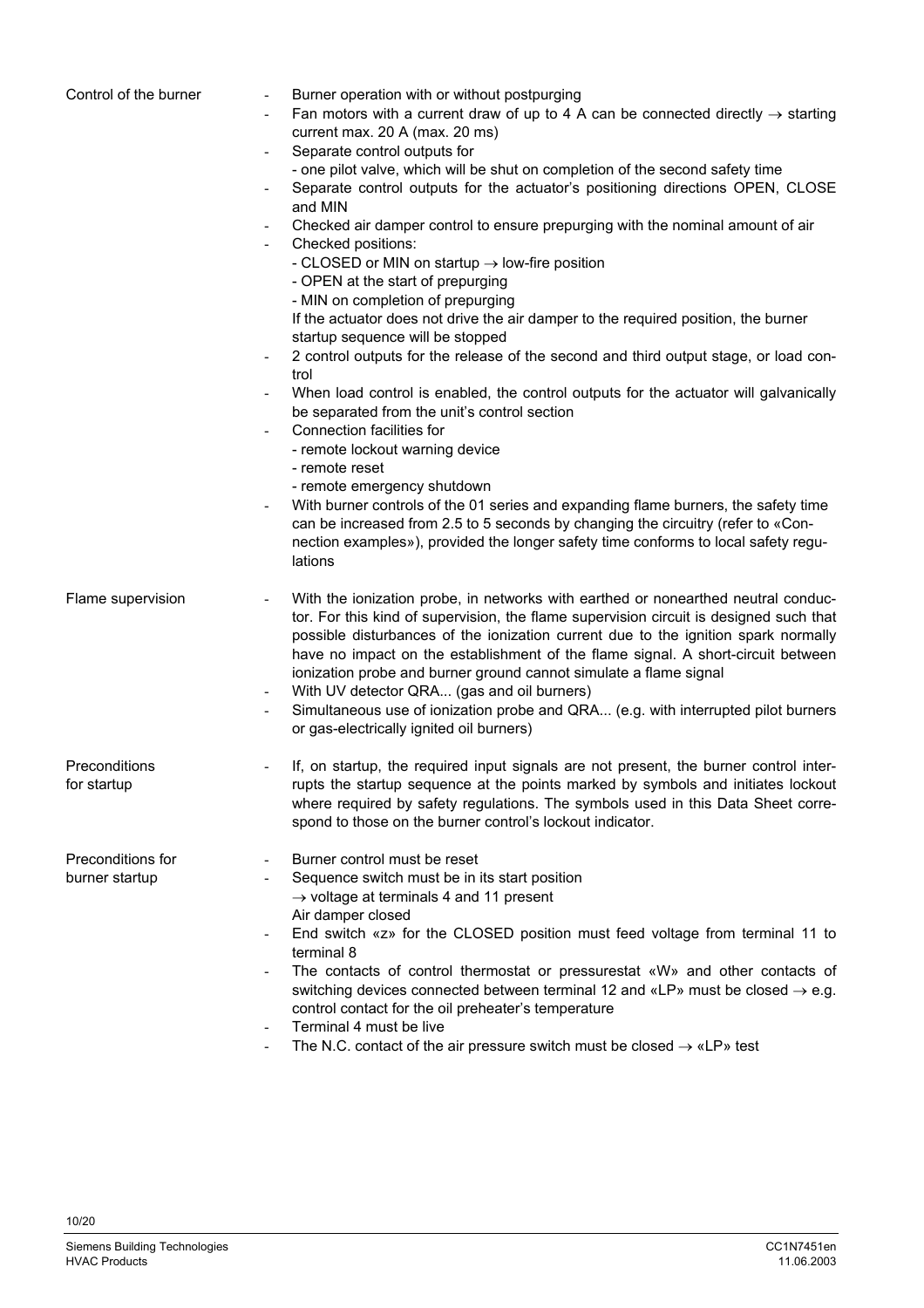## Control of the burner

- Burner operation with or without postpurging
- Fan motors with a current draw of up to 4 A can be connected directly → starting current max. 20 A (max. 20 ms)
- Separate control outputs for
  - one pilot valve, which will be shut on completion of the second safety time
- Separate control outputs for the actuator's positioning directions OPEN, CLOSE and MIN
- Checked air damper control to ensure prepurging with the nominal amount of air
- Checked positions:
  - CLOSED or MIN on startup → low-fire position
  - OPEN at the start of prepurging
  - MIN on completion of prepurging

  If the actuator does not drive the air damper to the required position, the burner startup sequence will be stopped
- 2 control outputs for the release of the second and third output stage, or load control
- When load control is enabled, the control outputs for the actuator will galvanically be separated from the unit's control section
- Connection facilities for
  - remote lockout warning device
  - remote reset
  - remote emergency shutdown
- With burner controls of the 01 series and expanding flame burners, the safety time can be increased from 2.5 to 5 seconds by changing the circuitry (refer to «Connection examples»), provided the longer safety time conforms to local safety regulations

## Flame supervision

- With the ionization probe, in networks with earthed or nonearthed neutral conductor. For this kind of supervision, the flame supervision circuit is designed such that possible disturbances of the ionization current due to the ignition spark normally have no impact on the establishment of the flame signal. A short-circuit between ionization probe and burner ground cannot simulate a flame signal
- With UV detector QRA... (gas and oil burners)
- Simultaneous use of ionization probe and QRA... (e.g. with interrupted pilot burners or gas-electrically ignited oil burners)

## Preconditions for startup

- If, on startup, the required input signals are not present, the burner control interrupts the startup sequence at the points marked by symbols and initiates lockout where required by safety regulations. The symbols used in this Data Sheet correspond to those on the burner control's lockout indicator.

## Preconditions for burner startup

- Burner control must be reset
- Sequence switch must be in its start position
  → voltage at terminals 4 and 11 present
  Air damper closed
- End switch «z» for the CLOSED position must feed voltage from terminal 11 to terminal 8
- The contacts of control thermostat or pressurestat «W» and other contacts of switching devices connected between terminal 12 and «LP» must be closed → e.g. control contact for the oil preheater's temperature
- Terminal 4 must be live
- The N.C. contact of the air pressure switch must be closed → «LP» test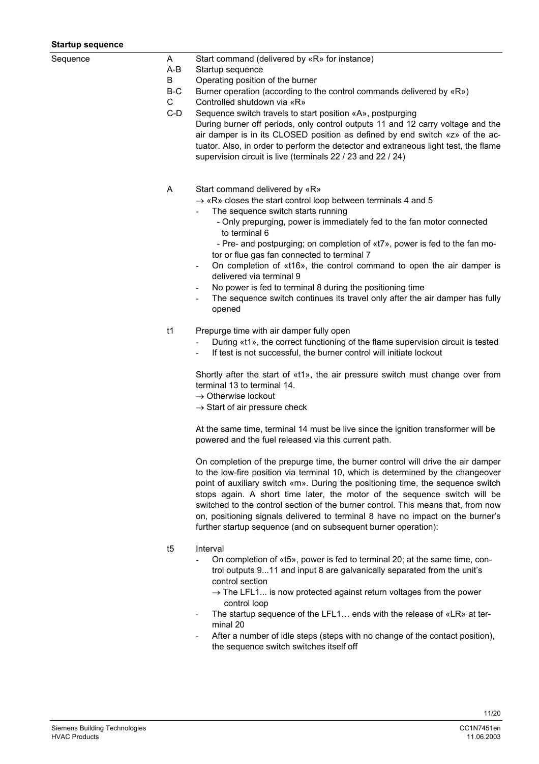**Startup sequence**

Sequence

| | |
|---|---|
| A | Start command (delivered by «R» for instance) |
| A-B | Startup sequence |
| B | Operating position of the burner |
| B-C | Burner operation (according to the control commands delivered by «R») |
| C | Controlled shutdown via «R» |
| C-D | Sequence switch travels to start position «A», postpurging |

During burner off periods, only control outputs 11 and 12 carry voltage and the air damper is in its CLOSED position as defined by end switch «z» of the actuator. Also, in order to perform the detector and extraneous light test, the flame supervision circuit is live (terminals 22 / 23 and 22 / 24)

A Start command delivered by «R»

→ «R» closes the start control loop between terminals 4 and 5

- The sequence switch starts running
  - Only prepurging, power is immediately fed to the fan motor connected to terminal 6
  - Pre- and postpurging; on completion of «t7», power is fed to the fan motor or flue gas fan connected to terminal 7
- On completion of «t16», the control command to open the air damper is delivered via terminal 9
- No power is fed to terminal 8 during the positioning time
- The sequence switch continues its travel only after the air damper has fully opened

t1 Prepurge time with air damper fully open

- During «t1», the correct functioning of the flame supervision circuit is tested
- If test is not successful, the burner control will initiate lockout

Shortly after the start of «t1», the air pressure switch must change over from terminal 13 to terminal 14.

→ Otherwise lockout

→ Start of air pressure check

At the same time, terminal 14 must be live since the ignition transformer will be powered and the fuel released via this current path.

On completion of the prepurge time, the burner control will drive the air damper to the low-fire position via terminal 10, which is determined by the changeover point of auxiliary switch «m». During the positioning time, the sequence switch stops again. A short time later, the motor of the sequence switch will be switched to the control section of the burner control. This means that, from now on, positioning signals delivered to terminal 8 have no impact on the burner's further startup sequence (and on subsequent burner operation):

t5 Interval

- On completion of «t5», power is fed to terminal 20; at the same time, control outputs 9...11 and input 8 are galvanically separated from the unit's control section
  - → The LFL1... is now protected against return voltages from the power control loop
- The startup sequence of the LFL1… ends with the release of «LR» at terminal 20
- After a number of idle steps (steps with no change of the contact position), the sequence switch switches itself off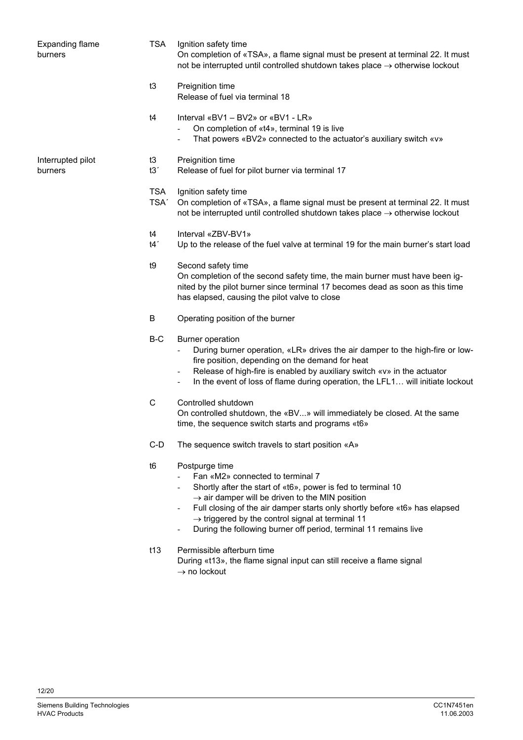**Expanding flame burners**

| | | |
|---|---|---|
| **Expanding flame burners** | TSA | Ignition safety time<br>On completion of «TSA», a flame signal must be present at terminal 22. It must not be interrupted until controlled shutdown takes place → otherwise lockout |
| | t3 | Preignition time<br>Release of fuel via terminal 18 |
| | t4 | Interval «BV1 – BV2» or «BV1 - LR»<br>- On completion of «t4», terminal 19 is live<br>- That powers «BV2» connected to the actuator's auxiliary switch «v» |
| **Interrupted pilot burners** | t3<br>t3´ | Preignition time<br>Release of fuel for pilot burner via terminal 17 |
| | TSA<br>TSA´ | Ignition safety time<br>On completion of «TSA», a flame signal must be present at terminal 22. It must not be interrupted until controlled shutdown takes place → otherwise lockout |
| | t4<br>t4´ | Interval «ZBV-BV1»<br>Up to the release of the fuel valve at terminal 19 for the main burner's start load |
| | t9 | Second safety time<br>On completion of the second safety time, the main burner must have been ignited by the pilot burner since terminal 17 becomes dead as soon as this time has elapsed, causing the pilot valve to close |
| | B | Operating position of the burner |
| | B-C | Burner operation<br>- During burner operation, «LR» drives the air damper to the high-fire or low-fire position, depending on the demand for heat<br>- Release of high-fire is enabled by auxiliary switch «v» in the actuator<br>- In the event of loss of flame during operation, the LFL1… will initiate lockout |
| | C | Controlled shutdown<br>On controlled shutdown, the «BV...» will immediately be closed. At the same time, the sequence switch starts and programs «t6» |
| | C-D | The sequence switch travels to start position «A» |
| | t6 | Postpurge time<br>- Fan «M2» connected to terminal 7<br>- Shortly after the start of «t6», power is fed to terminal 10 → air damper will be driven to the MIN position<br>- Full closing of the air damper starts only shortly before «t6» has elapsed → triggered by the control signal at terminal 11<br>- During the following burner off period, terminal 11 remains live |
| | t13 | Permissible afterburn time<br>During «t13», the flame signal input can still receive a flame signal → no lockout |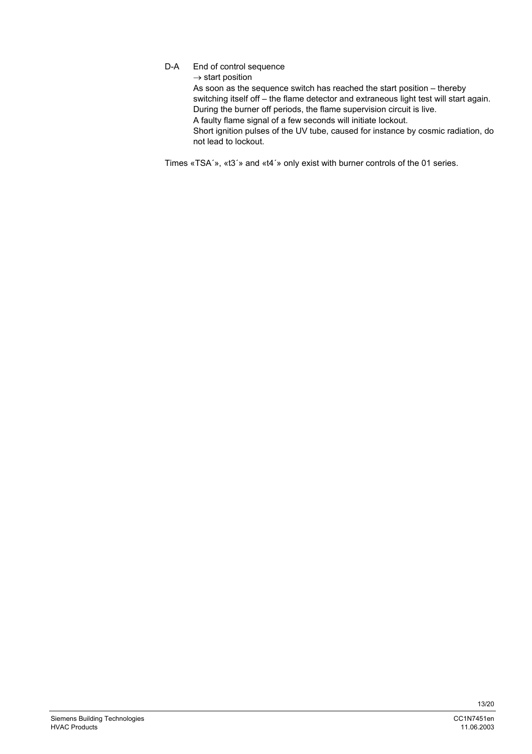D-A End of control sequence

→ start position

As soon as the sequence switch has reached the start position – thereby switching itself off – the flame detector and extraneous light test will start again.

During the burner off periods, the flame supervision circuit is live.

A faulty flame signal of a few seconds will initiate lockout.

Short ignition pulses of the UV tube, caused for instance by cosmic radiation, do not lead to lockout.

Times «TSA´», «t3´» and «t4´» only exist with burner controls of the 01 series.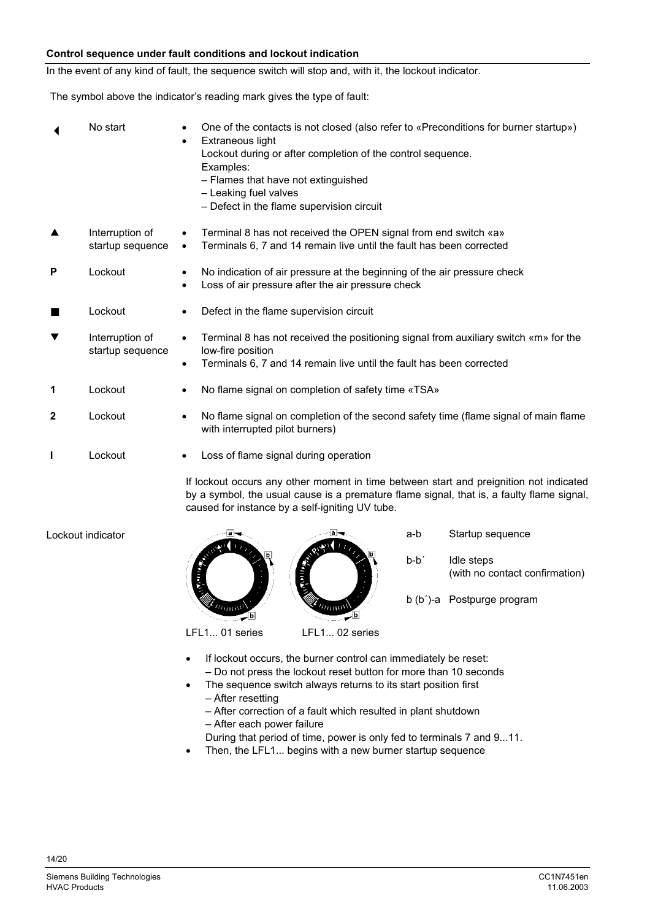### Control sequence under fault conditions and lockout indication

In the event of any kind of fault, the sequence switch will stop and, with it, the lockout indicator.

The symbol above the indicator's reading mark gives the type of fault:

| Symbol | Meaning | Cause |
|---|---|---|
| ◄ | No start | • One of the contacts is not closed (also refer to «Preconditions for burner startup»)<br>• Extraneous light<br>Lockout during or after completion of the control sequence.<br>Examples:<br>– Flames that have not extinguished<br>– Leaking fuel valves<br>– Defect in the flame supervision circuit |
| ▲ | Interruption of startup sequence | • Terminal 8 has not received the OPEN signal from end switch «a»<br>• Terminals 6, 7 and 14 remain live until the fault has been corrected |
| P | Lockout | • No indication of air pressure at the beginning of the air pressure check<br>• Loss of air pressure after the air pressure check |
| ■ | Lockout | • Defect in the flame supervision circuit |
| ▼ | Interruption of startup sequence | • Terminal 8 has not received the positioning signal from auxiliary switch «m» for the low-fire position<br>• Terminals 6, 7 and 14 remain live until the fault has been corrected |
| 1 | Lockout | • No flame signal on completion of safety time «TSA» |
| 2 | Lockout | • No flame signal on completion of the second safety time (flame signal of main flame with interrupted pilot burners) |
| I | Lockout | • Loss of flame signal during operation |

If lockout occurs any other moment in time between start and preignition not indicated by a symbol, the usual cause is a premature flame signal, that is, a faulty flame signal, caused for instance by a self-igniting UV tube.

Lockout indicator

LFL1... 01 series LFL1... 02 series

| | |
|---|---|
| a-b | Startup sequence |
| b-b´ | Idle steps (with no contact confirmation) |
| b (b´)-a | Postpurge program |

- If lockout occurs, the burner control can immediately be reset:
  – Do not press the lockout reset button for more than 10 seconds
- The sequence switch always returns to its start position first
  – After resetting
  – After correction of a fault which resulted in plant shutdown
  – After each power failure
  
  During that period of time, power is only fed to terminals 7 and 9...11.
- Then, the LFL1... begins with a new burner startup sequence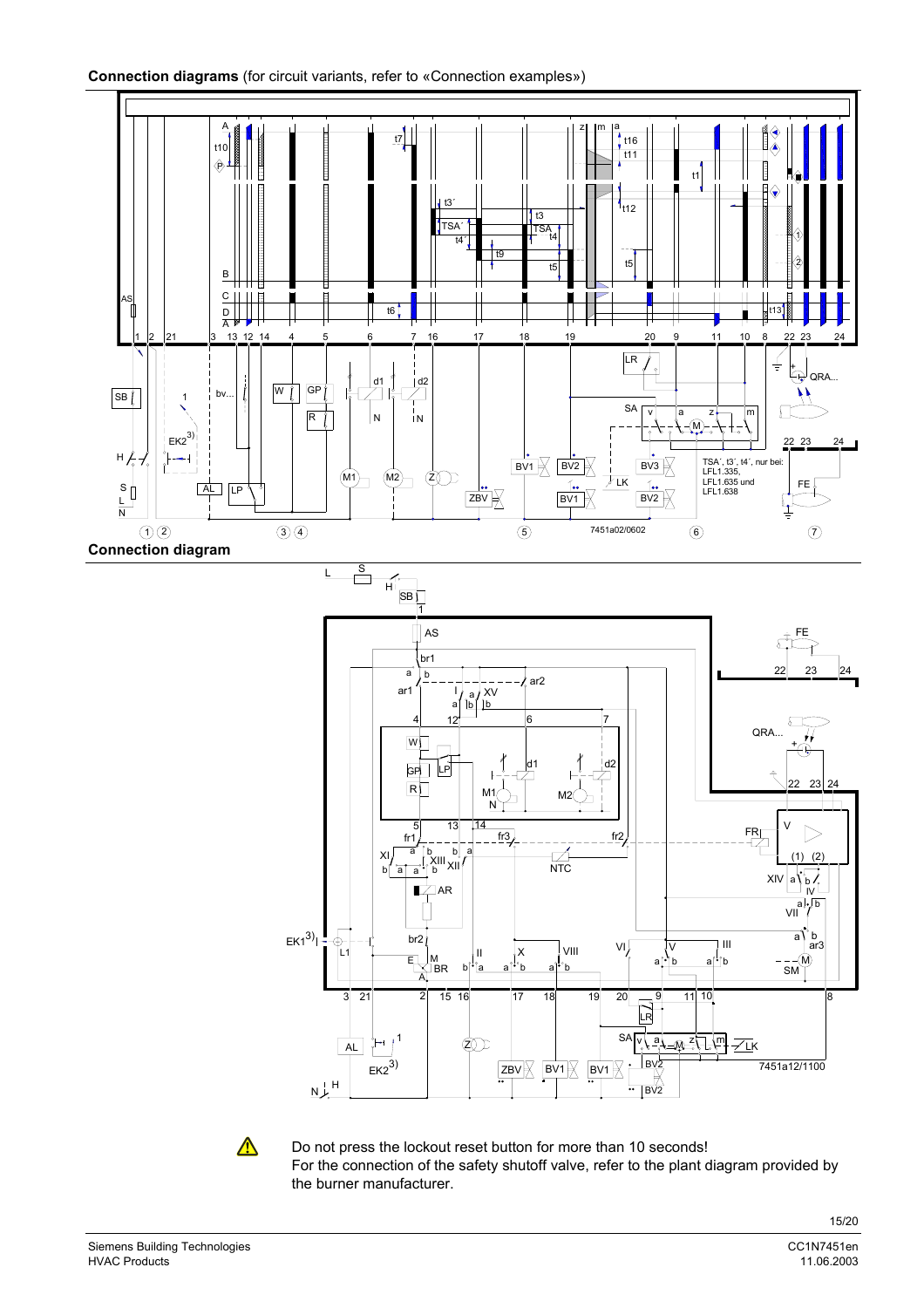**Connection diagrams** (for circuit variants, refer to «Connection examples»)

**Connection diagram**

Do not press the lockout reset button for more than 10 seconds!
For the connection of the safety shutoff valve, refer to the plant diagram provided by the burner manufacturer.

Siemens Building Technologies
HVAC Products

CC1N7451en
11.06.2003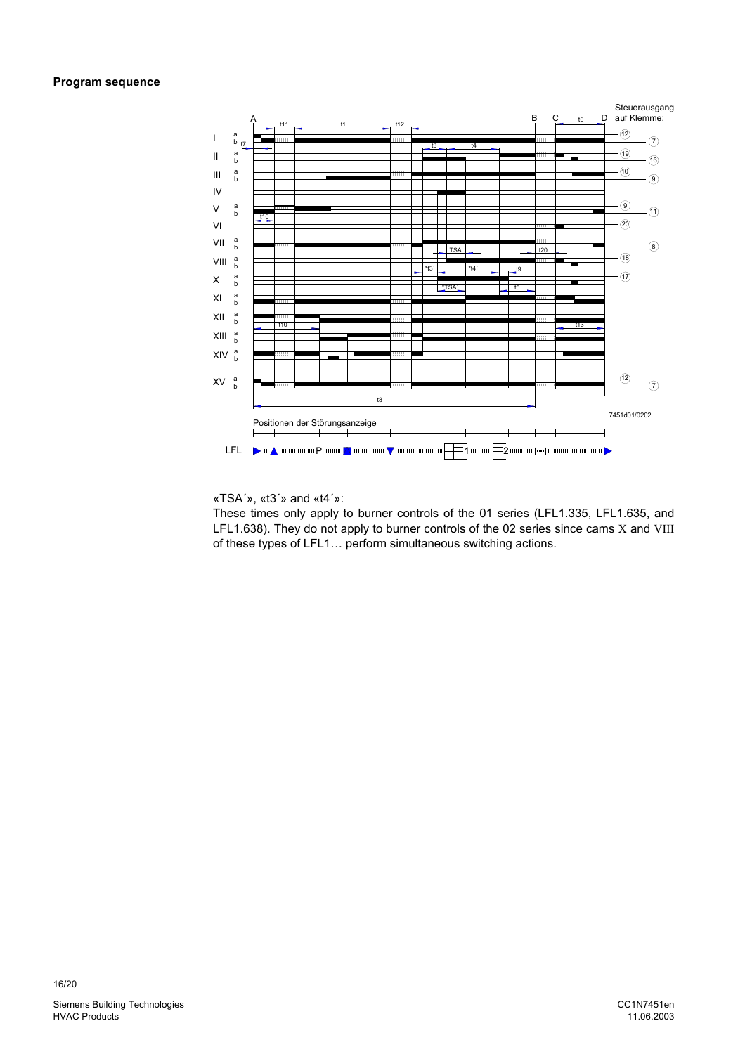## Program sequence

Steuerausgang auf Klemme:

A, B, C, D

t11, t1, t12, t7, t3, t4, t16, TSA, t20, *t3´, *t4´, t9, *TSA´, t5, t10, t13, t6, t8

I a b, II a b, III a b, IV, V a b, VI, VII a b, VIII a b, X a b, XI a b, XII a b, XIII a b, XIV a b, XV a b

12, 7, 19, 16, 10, 9, 9, 11, 20, 8, 18, 17, 12, 7

7451d01/0202

Positionen der Störungsanzeige

LFL ▶ ıı ▲ P ■ ▼ 1 2 ▶

«TSA´», «t3´» and «t4´»:
These times only apply to burner controls of the 01 series (LFL1.335, LFL1.635, and LFL1.638). They do not apply to burner controls of the 02 series since cams X and VIII of these types of LFL1… perform simultaneous switching actions.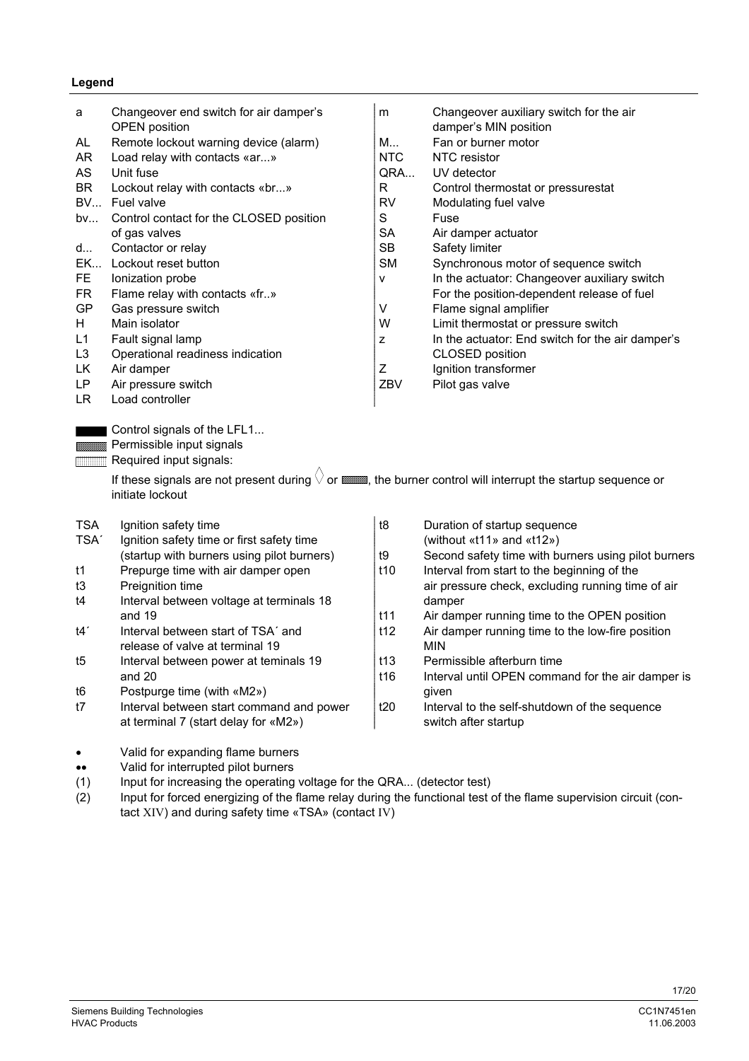**Legend**

| | | | |
|---|---|---|---|
| a | Changeover end switch for air damper's OPEN position | m | Changeover auxiliary switch for the air damper's MIN position |
| AL | Remote lockout warning device (alarm) | M... | Fan or burner motor |
| AR | Load relay with contacts «ar...» | NTC | NTC resistor |
| AS | Unit fuse | QRA... | UV detector |
| BR | Lockout relay with contacts «br...» | R | Control thermostat or pressurestat |
| BV... | Fuel valve | RV | Modulating fuel valve |
| bv... | Control contact for the CLOSED position of gas valves | S | Fuse |
| d... | Contactor or relay | SA | Air damper actuator |
| EK... | Lockout reset button | SB | Safety limiter |
| FE | Ionization probe | SM | Synchronous motor of sequence switch |
| FR | Flame relay with contacts «fr..» | v | In the actuator: Changeover auxiliary switch For the position-dependent release of fuel |
| GP | Gas pressure switch | V | Flame signal amplifier |
| H | Main isolator | W | Limit thermostat or pressure switch |
| L1 | Fault signal lamp | z | In the actuator: End switch for the air damper's CLOSED position |
| L3 | Operational readiness indication | Z | Ignition transformer |
| LK | Air damper | ZBV | Pilot gas valve |
| LP | Air pressure switch | | |
| LR | Load controller | | |

Control signals of the LFL1...

Permissible input signals

Required input signals:

If these signals are not present during ◊ or ▒, the burner control will interrupt the startup sequence or initiate lockout

| | | | |
|---|---|---|---|
| TSA | Ignition safety time | t8 | Duration of startup sequence (without «t11» and «t12») |
| TSA´ | Ignition safety time or first safety time (startup with burners using pilot burners) | t9 | Second safety time with burners using pilot burners |
| t1 | Prepurge time with air damper open | t10 | Interval from start to the beginning of the air pressure check, excluding running time of air damper |
| t3 | Preignition time | t11 | Air damper running time to the OPEN position |
| t4 | Interval between voltage at terminals 18 and 19 | t12 | Air damper running time to the low-fire position MIN |
| t4´ | Interval between start of TSA´ and release of valve at terminal 19 | t13 | Permissible afterburn time |
| t5 | Interval between power at teminals 19 and 20 | t16 | Interval until OPEN command for the air damper is given |
| t6 | Postpurge time (with «M2») | t20 | Interval to the self-shutdown of the sequence switch after startup |
| t7 | Interval between start command and power at terminal 7 (start delay for «M2») | | |

- • Valid for expanding flame burners
- •• Valid for interrupted pilot burners
- (1) Input for increasing the operating voltage for the QRA... (detector test)
- (2) Input for forced energizing of the flame relay during the functional test of the flame supervision circuit (contact XIV) and during safety time «TSA» (contact IV)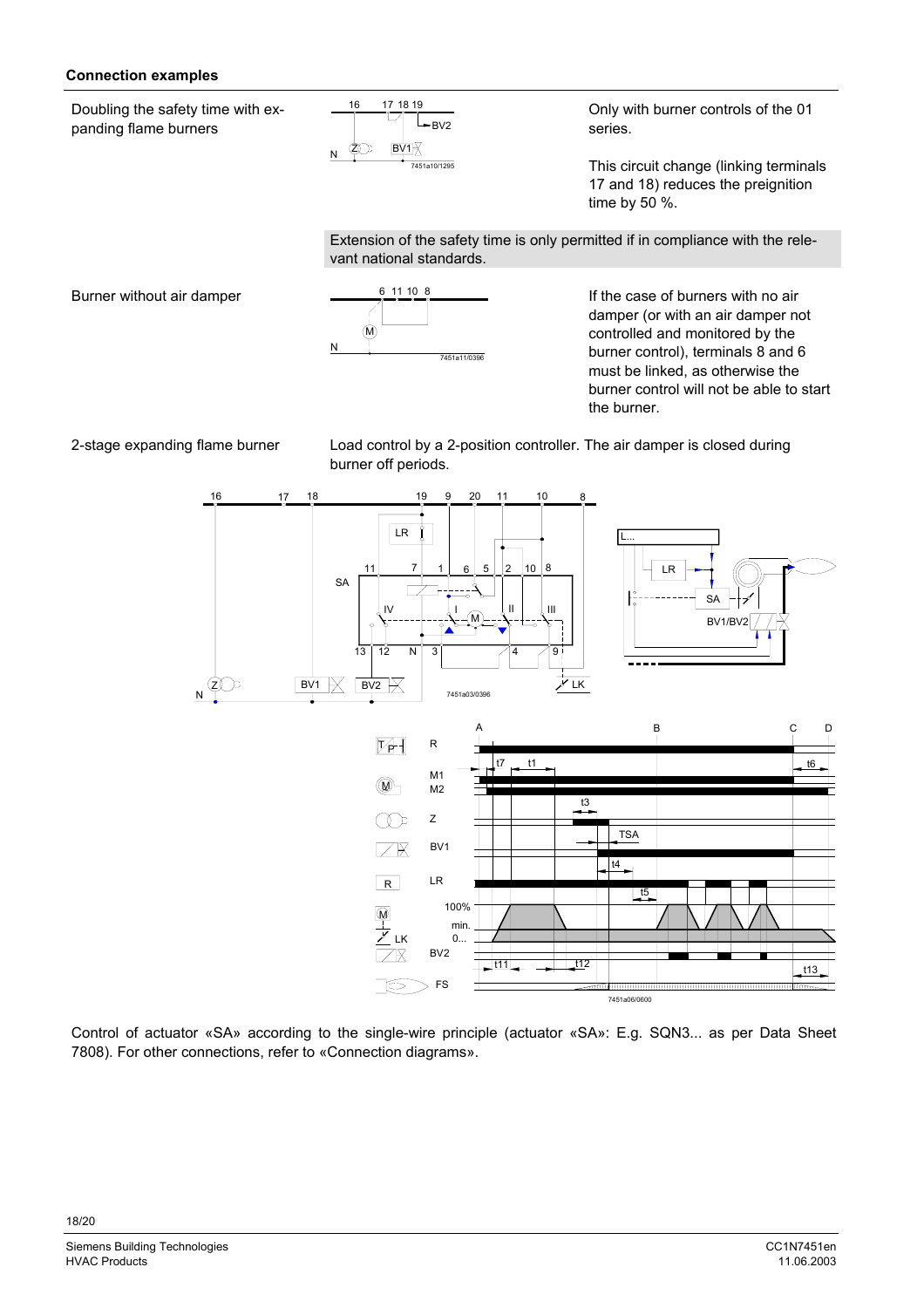## Connection examples

Doubling the safety time with expanding flame burners

Only with burner controls of the 01 series.

This circuit change (linking terminals 17 and 18) reduces the preignition time by 50 %.

Extension of the safety time is only permitted if in compliance with the relevant national standards.

Burner without air damper

If the case of burners with no air damper (or with an air damper not controlled and monitored by the burner control), terminals 8 and 6 must be linked, as otherwise the burner control will not be able to start the burner.

2-stage expanding flame burner

Load control by a 2-position controller. The air damper is closed during burner off periods.

Control of actuator «SA» according to the single-wire principle (actuator «SA»: E.g. SQN3... as per Data Sheet 7808). For other connections, refer to «Connection diagrams».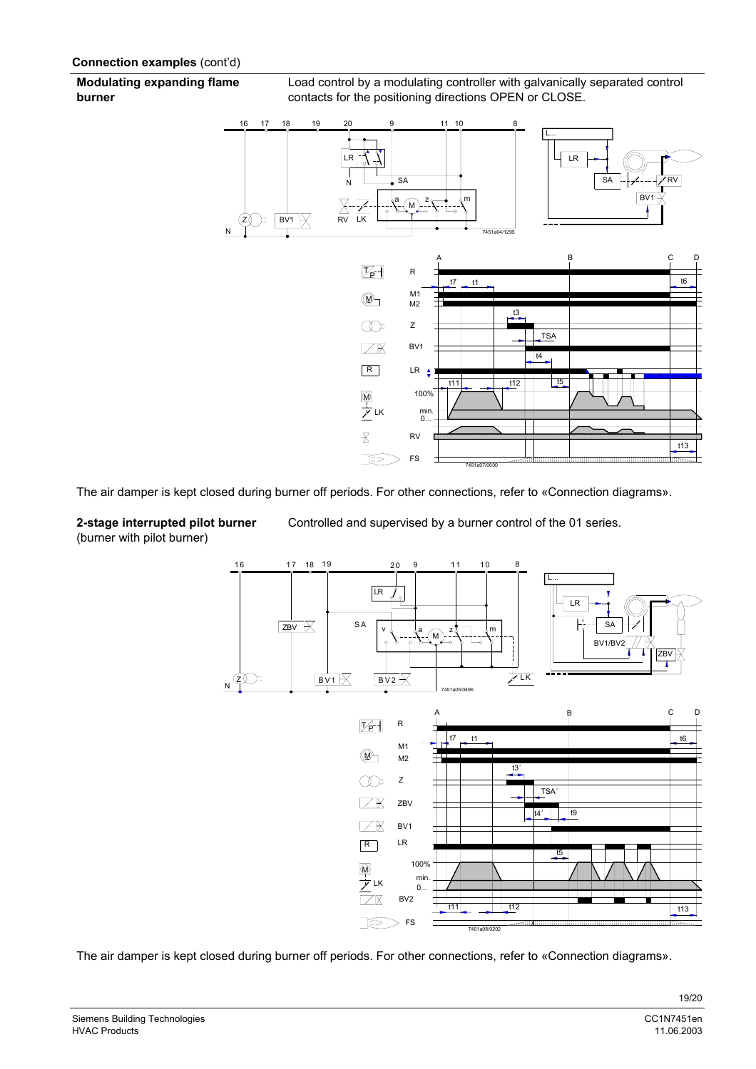**Connection examples** (cont'd)

**Modulating expanding flame burner**

Load control by a modulating controller with galvanically separated control contacts for the positioning directions OPEN or CLOSE.

The air damper is kept closed during burner off periods. For other connections, refer to «Connection diagrams».

**2-stage interrupted pilot burner** (burner with pilot burner)

Controlled and supervised by a burner control of the 01 series.

The air damper is kept closed during burner off periods. For other connections, refer to «Connection diagrams».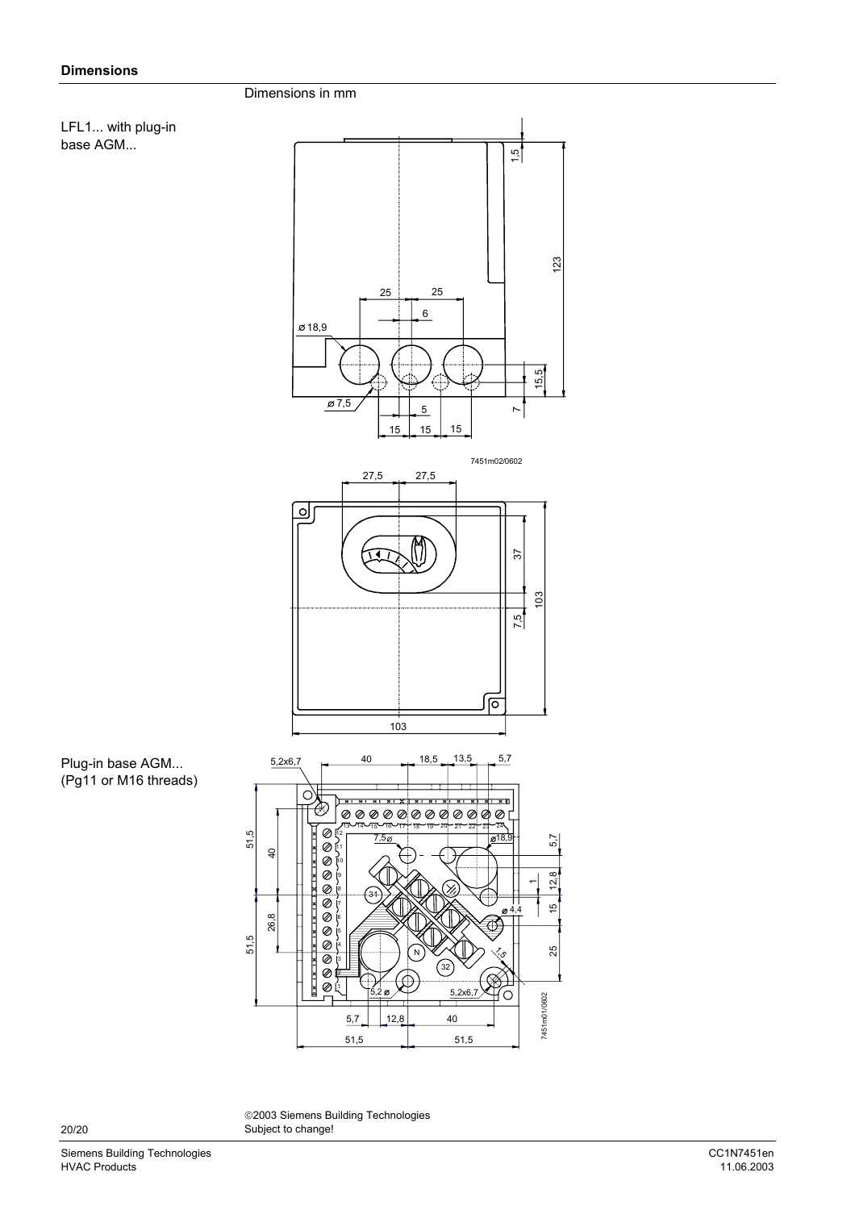## Dimensions

Dimensions in mm

LFL1... with plug-in base AGM...

1,5
123
25
25
6
ø 18,9
15,5
7
ø 7,5
5
15
15
15

7451m02/0602

27,5
27,5
37
103
7,5
103

Plug-in base AGM... (Pg11 or M16 threads)

5,2x6,7
40
18,5
13,5
5,7
7,5ø
ø18,9
5,7
12,8
1
15
ø 4,4
25
1,5
31
N
32
5,2 ø
5,2x6,7
51,5
40
26,8
51,5
5,7
12,8
40
51,5
51,5

7451m01/0602

©2003 Siemens Building Technologies
Subject to change!